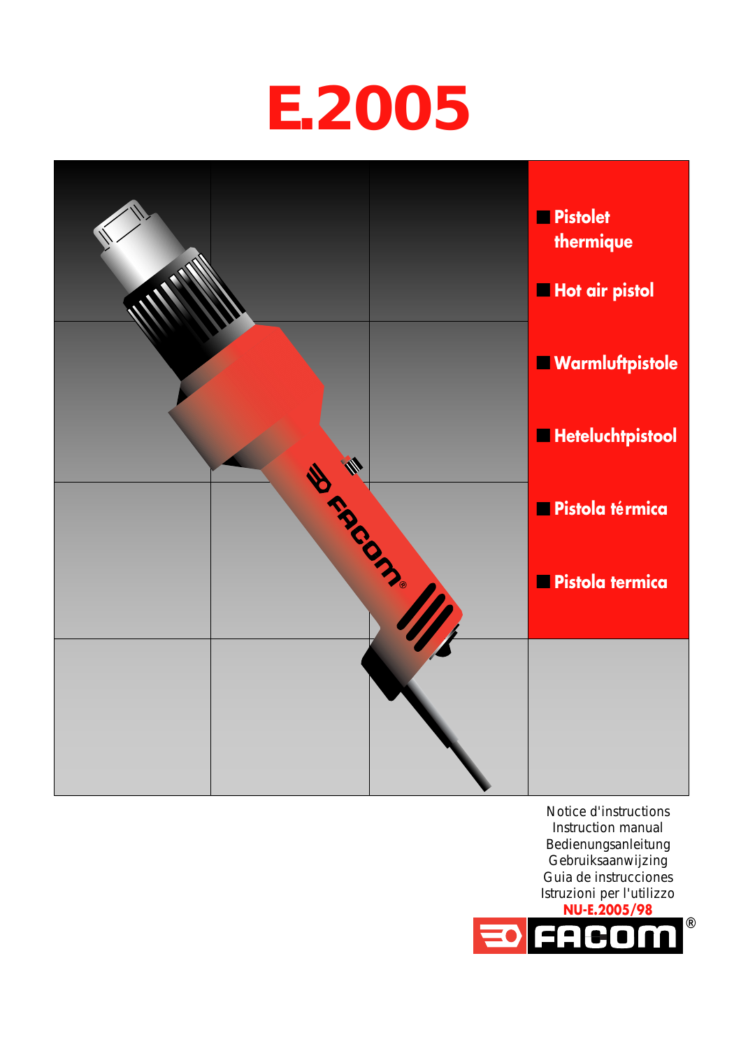# E.2005

- **Pistolet thermique**
- **Hot air pistol**
- **Warmluftpistole**
- **Heteluchtpistool**
- **Pistola térmica**
- **Pistola termica**

Notice d'instructions
Instruction manual
Bedienungsanleitung
Gebruiksaanwijzing
Guia de instrucciones
Istruzioni per l'utilizzo

**NU-E.2005/98**

FACOM®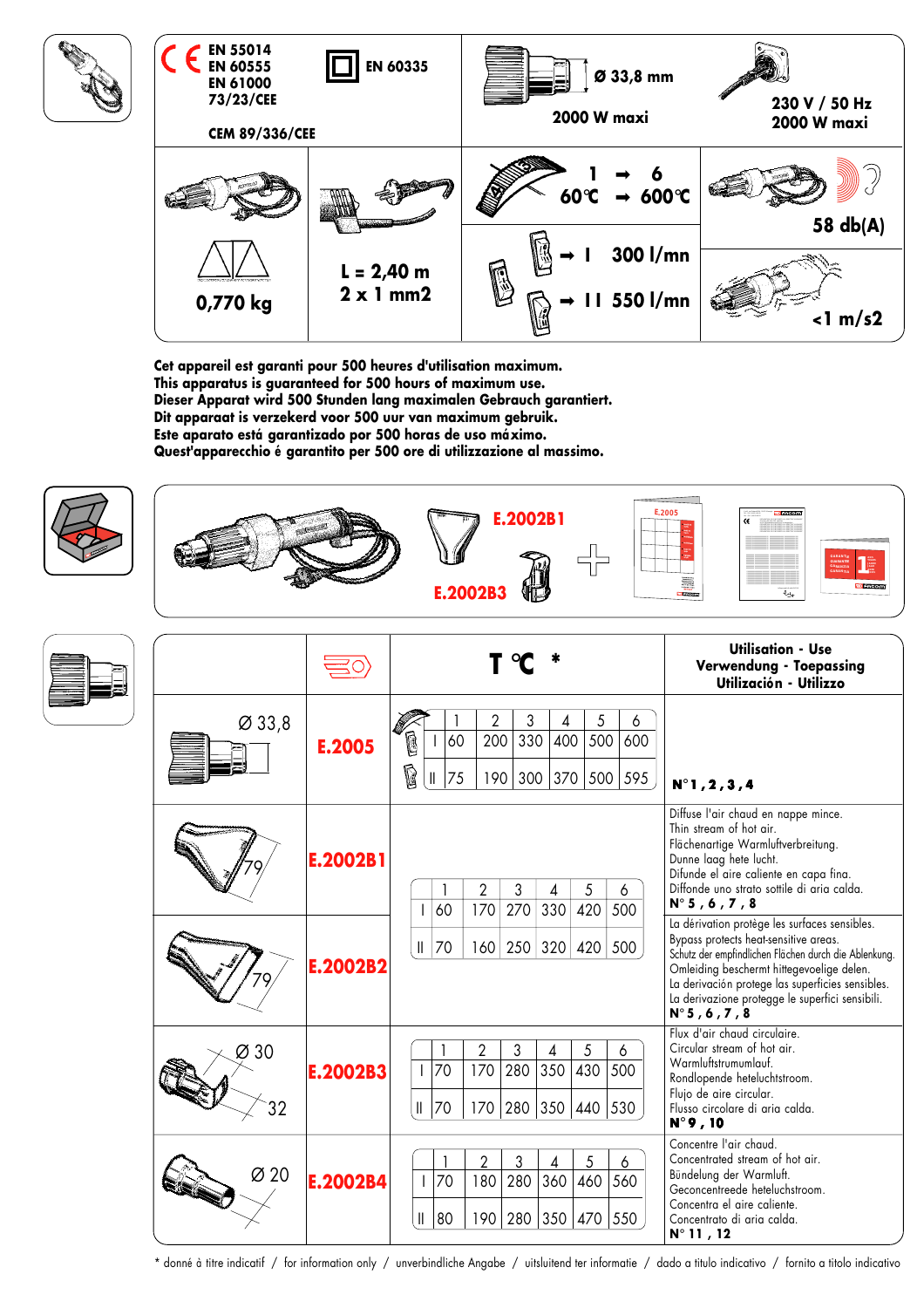| | | | |
|---|---|---|---|
| EN 55014<br>EN 60555<br>EN 61000<br>73/23/CEE<br>CEM 89/336/CEE | EN 60335 | Ø 33,8 mm<br>2000 W maxi | 230 V / 50 Hz<br>2000 W maxi |
| 0,770 kg | L = 2,40 m<br>2 x 1 mm2 | 1 ➡ 6<br>60°C ➡ 600°C<br>➡ I 300 l/mn<br>➡ II 550 l/mn | 58 db(A)<br><1 m/s2 |

**Cet appareil est garanti pour 500 heures d'utilisation maximum.**
**This apparatus is guaranteed for 500 hours of maximum use.**
**Dieser Apparat wird 500 Stunden lang maximalen Gebrauch garantiert.**
**Dit apparaat is verzekerd voor 500 uur van maximum gebruik.**
**Este aparato está garantizado por 500 horas de uso máximo.**
**Quest'apparecchio é garantito per 500 ore di utilizzazione al massimo.**

E.2002B1 + E.2002B3 + E.2005

| | | T °C * | | | | | | | Utilisation - Use<br>Verwendung - Toepassing<br>Utilización - Utilizzo |
|---|---|---|---|---|---|---|---|---|---|
| Ø 33,8 | **E.2005** | | 1 | 2 | 3 | 4 | 5 | 6 | **N°1,2,3,4** |
| | | I | 60 | 200 | 330 | 400 | 500 | 600 | |
| | | II | 75 | 190 | 300 | 370 | 500 | 595 | |
| 79 | **E.2002B1** | | 1 | 2 | 3 | 4 | 5 | 6 | Diffuse l'air chaud en nappe mince.<br>Thin stream of hot air.<br>Flächenartige Warmluftverbreitung.<br>Dunne laag hete lucht.<br>Difunde el aire caliente en capa fina.<br>Diffonde uno strato sottile di aria calda.<br>**N° 5, 6, 7, 8** |
| | | I | 60 | 170 | 270 | 330 | 420 | 500 | |
| 79 | **E.2002B2** | II | 70 | 160 | 250 | 320 | 420 | 500 | La dérivation protège les surfaces sensibles.<br>Bypass protects heat-sensitive areas.<br>Schutz der empfindlichen Flächen durch die Ablenkung.<br>Omleiding beschermt hittegevoelige delen.<br>La derivación protege las superficies sensibles.<br>La derivazione protegge le superfici sensibili.<br>**N° 5, 6, 7, 8** |
| Ø 30<br>32 | **E.2002B3** | | 1 | 2 | 3 | 4 | 5 | 6 | Flux d'air chaud circulaire.<br>Circular stream of hot air.<br>Warmluftstrumumlauf.<br>Rondlopende heteluchtstroom.<br>Flujo de aire circular.<br>Flusso circolare di aria calda.<br>**N° 9, 10** |
| | | I | 70 | 170 | 280 | 350 | 430 | 500 | |
| | | II | 70 | 170 | 280 | 350 | 440 | 530 | |
| Ø 20 | **E.2002B4** | | 1 | 2 | 3 | 4 | 5 | 6 | Concentre l'air chaud.<br>Concentrated stream of hot air.<br>Bündelung der Warmluft.<br>Geconcentreede heteluchtstroom.<br>Concentra el aire caliente.<br>Concentrato di aria calda.<br>**N° 11, 12** |
| | | I | 70 | 180 | 280 | 360 | 460 | 560 | |
| | | II | 80 | 190 | 280 | 350 | 470 | 550 | |

\* donné à titre indicatif / for information only / unverbindliche Angabe / uitsluitend ter informatie / dado a titulo indicativo / fornito a titolo indicativo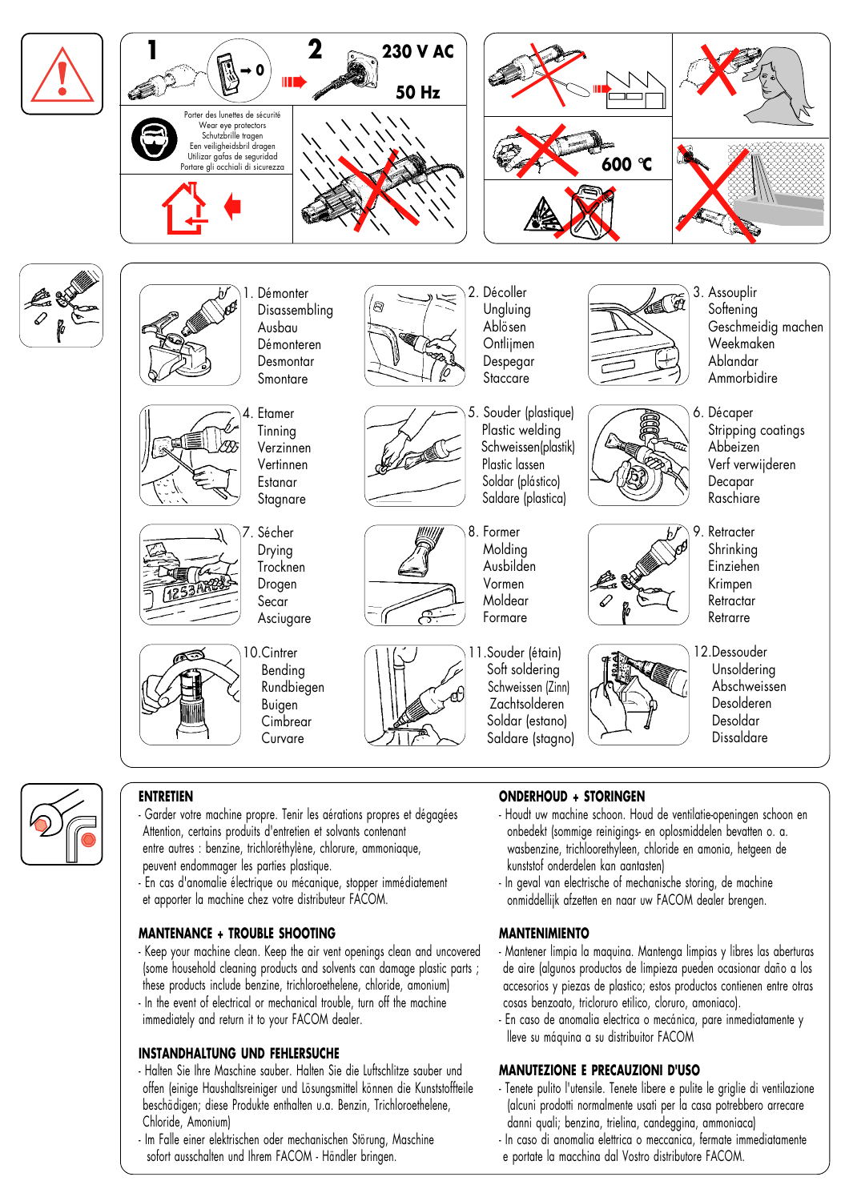1 → 0

2 230 V AC

50 Hz

Porter des lunettes de sécurité
Wear eye protectors
Schutzbrille tragen
Een veiligheidsbril dragen
Utilizar gafas de seguridad
Portare gli occhiali di sicurezza

600 °C

1. Démonter
Disassembling
Ausbau
Démonteren
Desmontar
Smontare

2. Décoller
Ungluing
Ablösen
Ontlijmen
Despegar
Staccare

3. Assouplir
Softening
Geschmeidig machen
Weekmaken
Ablandar
Ammorbidire

4. Etamer
Tinning
Verzinnen
Vertinnen
Estanar
Stagnare

5. Souder (plastique)
Plastic welding
Schweissen(plastik)
Plastic lassen
Soldar (plástico)
Saldare (plastica)

6. Décaper
Stripping coatings
Abbeizen
Verf verwijderen
Decapar
Raschiare

7. Sécher
Drying
Trocknen
Drogen
Secar
Asciugare

8. Former
Molding
Ausbilden
Vormen
Moldear
Formare

9. Retracter
Shrinking
Einziehen
Krimpen
Retractar
Retrarre

10. Cintrer
Bending
Rundbiegen
Buigen
Cimbrear
Curvare

11. Souder (étain)
Soft soldering
Schweissen (Zinn)
Zachtsolderen
Soldar (estano)
Saldare (stagno)

12. Dessouder
Unsoldering
Abschweissen
Desolderen
Desoldar
Dissaldare

**ENTRETIEN**

- Garder votre machine propre. Tenir les aérations propres et dégagées Attention, certains produits d'entretien et solvants contenant entre autres : benzine, trichloréthylène, chlorure, ammoniaque, peuvent endommager les parties plastique.
- En cas d'anomalie électrique ou mécanique, stopper immédiatement et apporter la machine chez votre distributeur FACOM.

**MANTENANCE + TROUBLE SHOOTING**

- Keep your machine clean. Keep the air vent openings clean and uncovered (some household cleaning products and solvents can damage plastic parts ; these products include benzine, trichloroethelene, chloride, amonium)
- In the event of electrical or mechanical trouble, turn off the machine immediately and return it to your FACOM dealer.

**INSTANDHALTUNG UND FEHLERSUCHE**

- Halten Sie Ihre Maschine sauber. Halten Sie die Luftschlitze sauber und offen (einige Haushaltsreiniger und Lösungsmittel können die Kunststoffteile beschädigen; diese Produkte enthalten u.a. Benzin, Trichloroethelene, Chloride, Amonium)
- Im Falle einer elektrischen oder mechanischen Störung, Maschine sofort ausschalten und Ihrem FACOM - Händler bringen.

**ONDERHOUD + STORINGEN**

- Houdt uw machine schoon. Houd de ventilatie-openingen schoon en onbedekt (sommige reinigings- en oplosmiddelen bevatten o. a. wasbenzine, trichloorethyleen, chloride en amonia, hetgeen de kunststof onderdelen kan aantasten)
- In geval van electrische of mechanische storing, de machine onmiddellijk afzetten en naar uw FACOM dealer brengen.

**MANTENIMIENTO**

- Mantener limpia la maquina. Mantenga limpias y libres las aberturas de aire (algunos productos de limpieza pueden ocasionar daño a los accesorios y piezas de plastico; estos productos contienen entre otras cosas benzoato, tricloruro etilico, cloruro, amoniaco).
- En caso de anomalia electrica o mecánica, pare inmediatamente y lleve su máquina a su distribuitor FACOM

**MANUTEZIONE E PRECAUZIONI D'USO**

- Tenete pulito l'utensile. Tenete libere e pulite le griglie di ventilazione (alcuni prodotti normalmente usati per la casa potrebbero arrecare danni quali; benzina, trielina, candeggina, ammoniaca)
- In caso di anomalia elettrica o meccanica, fermate immediatamente e portate la macchina dal Vostro distributore FACOM.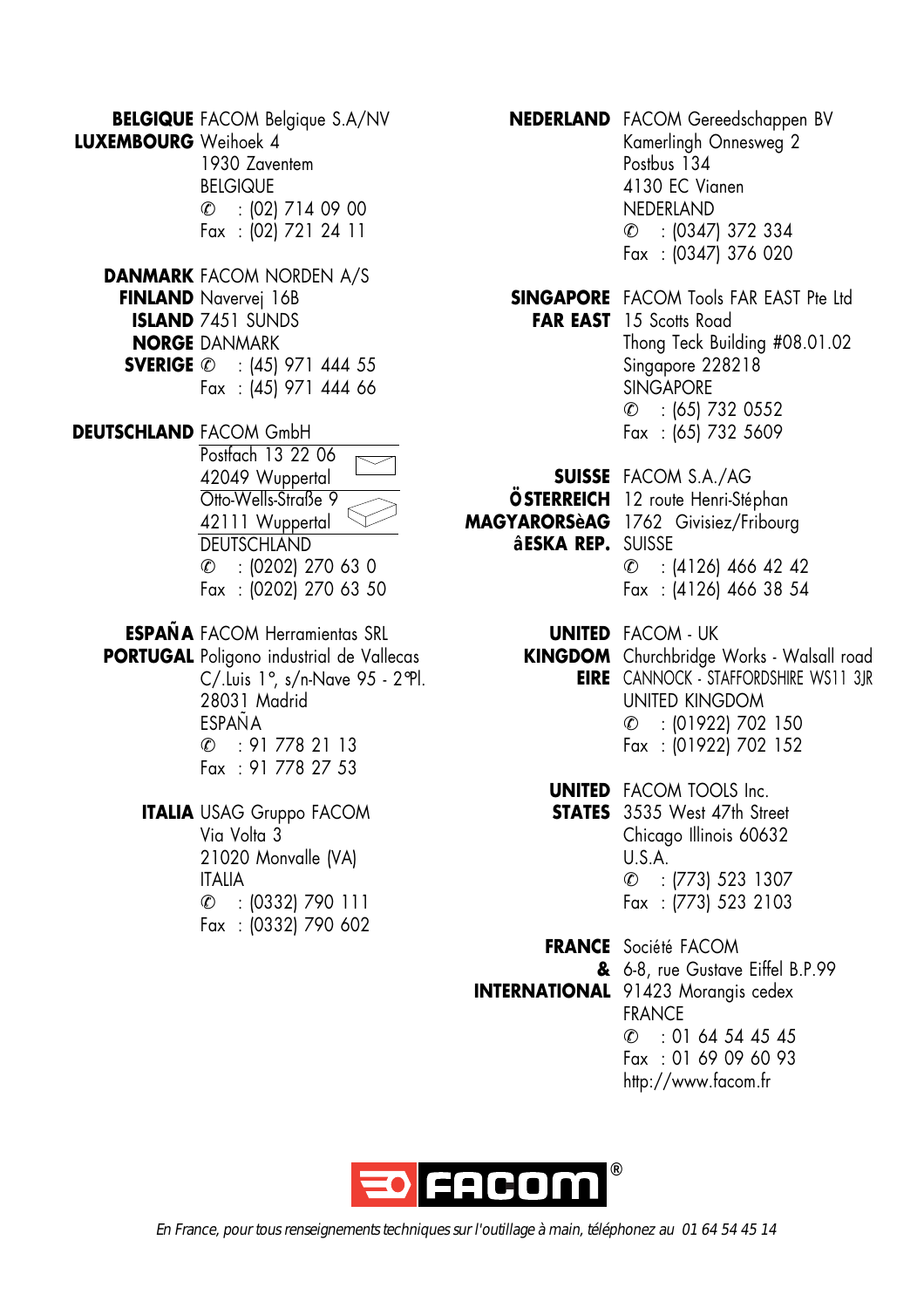**BELGIQUE**
**LUXEMBOURG**

FACOM Belgique S.A/NV
Weihoek 4
1930 Zaventem
BELGIQUE
✆ : (02) 714 09 00
Fax : (02) 721 24 11

**DANMARK**
**FINLAND**
**ISLAND**
**NORGE**
**SVERIGE**

FACOM NORDEN A/S
Navervej 16B
7451 SUNDS
DANMARK
✆ : (45) 971 444 55
Fax : (45) 971 444 66

**DEUTSCHLAND**

FACOM GmbH
Postfach 13 22 06
42049 Wuppertal
Otto-Wells-Straße 9
42111 Wuppertal
DEUTSCHLAND
✆ : (0202) 270 63 0
Fax : (0202) 270 63 50

**ESPAÑA**
**PORTUGAL**

FACOM Herramientas SRL
Poligono industrial de Vallecas
C/.Luis 1°, s/n-Nave 95 - 2°Pl.
28031 Madrid
ESPAÑA
✆ : 91 778 21 13
Fax : 91 778 27 53

**ITALIA**

USAG Gruppo FACOM
Via Volta 3
21020 Monvalle (VA)
ITALIA
✆ : (0332) 790 111
Fax : (0332) 790 602

**NEDERLAND**

FACOM Gereedschappen BV
Kamerlingh Onnesweg 2
Postbus 134
4130 EC Vianen
NEDERLAND
✆ : (0347) 372 334
Fax : (0347) 376 020

**SINGAPORE**
**FAR EAST**

FACOM Tools FAR EAST Pte Ltd
15 Scotts Road
Thong Teck Building #08.01.02
Singapore 228218
SINGAPORE
✆ : (65) 732 0552
Fax : (65) 732 5609

**SUISSE**
**ÖSTERREICH**
**MAGYARORSèAG**
**âESKA REP.**

FACOM S.A./AG
12 route Henri-Stéphan
1762 Givisiez/Fribourg
SUISSE
✆ : (4126) 466 42 42
Fax : (4126) 466 38 54

**UNITED KINGDOM**
**EIRE**

FACOM - UK
Churchbridge Works - Walsall road
CANNOCK - STAFFORDSHIRE WS11 3JR
UNITED KINGDOM
✆ : (01922) 702 150
Fax : (01922) 702 152

**UNITED STATES**

FACOM TOOLS Inc.
3535 West 47th Street
Chicago Illinois 60632
U.S.A.
✆ : (773) 523 1307
Fax : (773) 523 2103

**FRANCE & INTERNATIONAL**

Société FACOM
6-8, rue Gustave Eiffel B.P.99
91423 Morangis cedex
FRANCE
✆ : 01 64 54 45 45
Fax : 01 69 09 60 93
http://www.facom.fr

FACOM®

*En France, pour tous renseignements techniques sur l'outillage à main, téléphonez au 01 64 54 45 14*